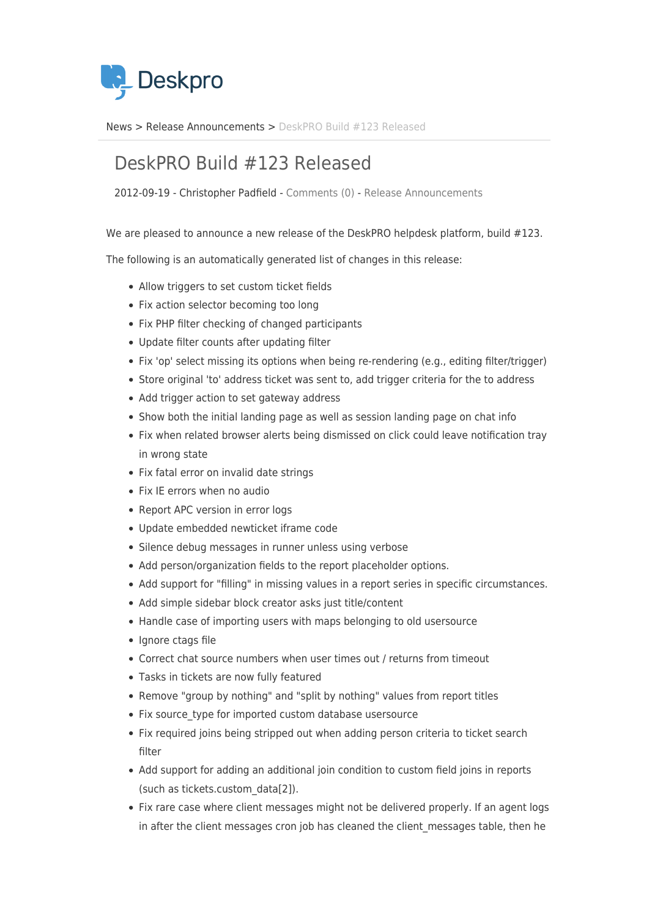News > Release Announcements > DeskPRO Build #123 Released

# DeskPRO Build #123 Released

2012-09-19 - Christopher Padfield - Comments (0) - Release Announcements

We are pleased to announce a new release of the DeskPRO helpdesk platform, build #123.

The following is an automatically generated list of changes in this release:

- Allow triggers to set custom ticket fields
- Fix action selector becoming too long
- Fix PHP filter checking of changed participants
- Update filter counts after updating filter
- Fix 'op' select missing its options when being re-rendering (e.g., editing filter/trigger)
- Store original 'to' address ticket was sent to, add trigger criteria for the to address
- Add trigger action to set gateway address
- Show both the initial landing page as well as session landing page on chat info
- Fix when related browser alerts being dismissed on click could leave notification tray in wrong state
- Fix fatal error on invalid date strings
- Fix IE errors when no audio
- Report APC version in error logs
- Update embedded newticket iframe code
- Silence debug messages in runner unless using verbose
- Add person/organization fields to the report placeholder options.
- Add support for "filling" in missing values in a report series in specific circumstances.
- Add simple sidebar block creator asks just title/content
- Handle case of importing users with maps belonging to old usersource
- Ignore ctags file
- Correct chat source numbers when user times out / returns from timeout
- Tasks in tickets are now fully featured
- Remove "group by nothing" and "split by nothing" values from report titles
- Fix source_type for imported custom database usersource
- Fix required joins being stripped out when adding person criteria to ticket search filter
- Add support for adding an additional join condition to custom field joins in reports (such as tickets.custom_data[2]).
- Fix rare case where client messages might not be delivered properly. If an agent logs in after the client messages cron job has cleaned the client_messages table, then he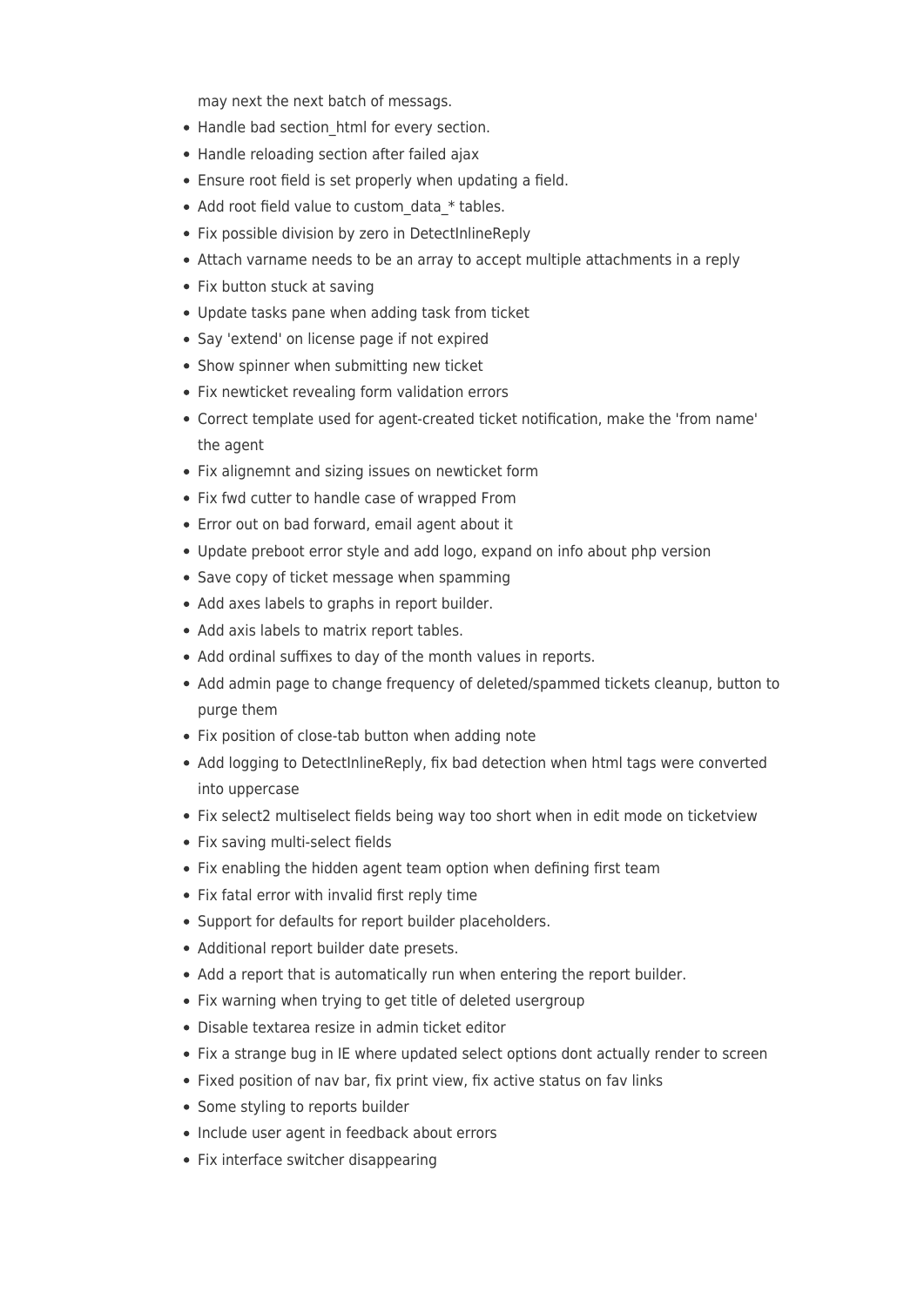may next the next batch of messags.

- Handle bad section_html for every section.
- Handle reloading section after failed ajax
- Ensure root field is set properly when updating a field.
- Add root field value to custom_data_* tables.
- Fix possible division by zero in DetectInlineReply
- Attach varname needs to be an array to accept multiple attachments in a reply
- Fix button stuck at saving
- Update tasks pane when adding task from ticket
- Say 'extend' on license page if not expired
- Show spinner when submitting new ticket
- Fix newticket revealing form validation errors
- Correct template used for agent-created ticket notification, make the 'from name' the agent
- Fix alignemnt and sizing issues on newticket form
- Fix fwd cutter to handle case of wrapped From
- Error out on bad forward, email agent about it
- Update preboot error style and add logo, expand on info about php version
- Save copy of ticket message when spamming
- Add axes labels to graphs in report builder.
- Add axis labels to matrix report tables.
- Add ordinal suffixes to day of the month values in reports.
- Add admin page to change frequency of deleted/spammed tickets cleanup, button to purge them
- Fix position of close-tab button when adding note
- Add logging to DetectInlineReply, fix bad detection when html tags were converted into uppercase
- Fix select2 multiselect fields being way too short when in edit mode on ticketview
- Fix saving multi-select fields
- Fix enabling the hidden agent team option when defining first team
- Fix fatal error with invalid first reply time
- Support for defaults for report builder placeholders.
- Additional report builder date presets.
- Add a report that is automatically run when entering the report builder.
- Fix warning when trying to get title of deleted usergroup
- Disable textarea resize in admin ticket editor
- Fix a strange bug in IE where updated select options dont actually render to screen
- Fixed position of nav bar, fix print view, fix active status on fav links
- Some styling to reports builder
- Include user agent in feedback about errors
- Fix interface switcher disappearing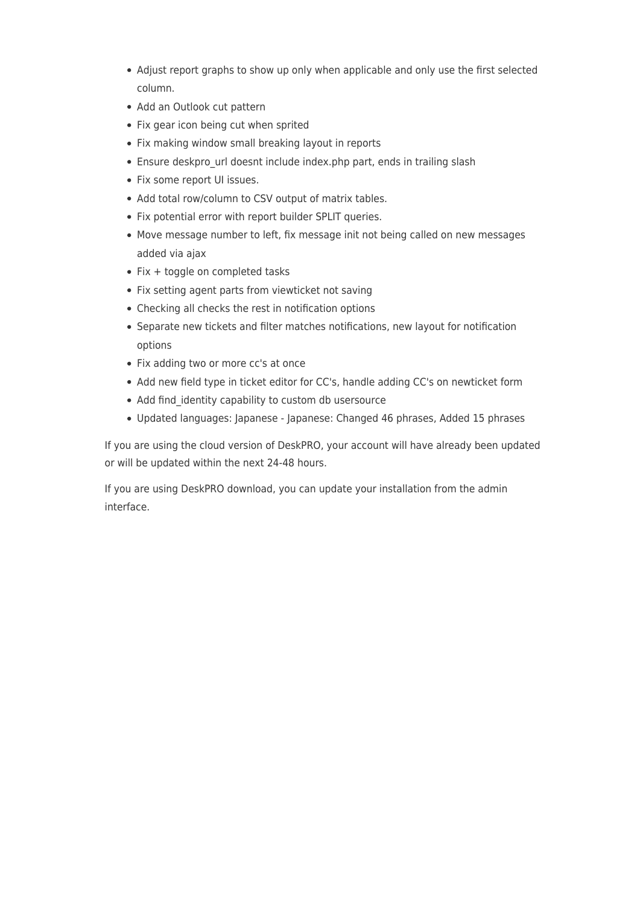- Adjust report graphs to show up only when applicable and only use the first selected column.
- Add an Outlook cut pattern
- Fix gear icon being cut when sprited
- Fix making window small breaking layout in reports
- Ensure deskpro_url doesnt include index.php part, ends in trailing slash
- Fix some report UI issues.
- Add total row/column to CSV output of matrix tables.
- Fix potential error with report builder SPLIT queries.
- Move message number to left, fix message init not being called on new messages added via ajax
- Fix + toggle on completed tasks
- Fix setting agent parts from viewticket not saving
- Checking all checks the rest in notification options
- Separate new tickets and filter matches notifications, new layout for notification options
- Fix adding two or more cc's at once
- Add new field type in ticket editor for CC's, handle adding CC's on newticket form
- Add find_identity capability to custom db usersource
- Updated languages: Japanese - Japanese: Changed 46 phrases, Added 15 phrases

If you are using the cloud version of DeskPRO, your account will have already been updated or will be updated within the next 24-48 hours.

If you are using DeskPRO download, you can update your installation from the admin interface.